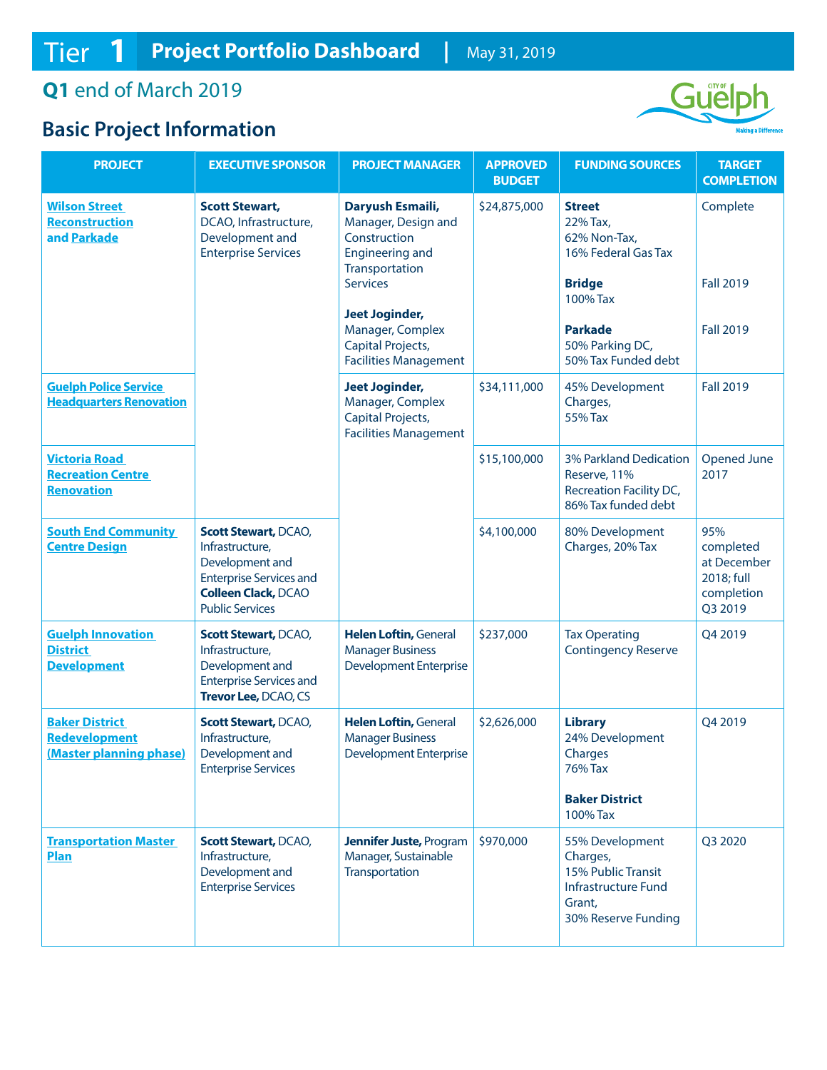# Tier 1 Project Portfolio Dashboard | May 31, 2019

## Q1 end of March 2019

## Basic Project Information

| PROJECT | EXECUTIVE SPONSOR | PROJECT MANAGER | APPROVED BUDGET | FUNDING SOURCES | TARGET COMPLETION |
|---|---|---|---|---|---|
| Wilson Street Reconstruction and Parkade | **Scott Stewart,** DCAO, Infrastructure, Development and Enterprise Services | **Daryush Esmaili,** Manager, Design and Construction Engineering and Transportation Services<br><br>**Jeet Joginder,** Manager, Complex Capital Projects, Facilities Management | $24,875,000 | **Street**<br>22% Tax,<br>62% Non-Tax,<br>16% Federal Gas Tax<br><br>**Bridge**<br>100% Tax<br><br>**Parkade**<br>50% Parking DC,<br>50% Tax Funded debt | Complete<br><br>Fall 2019<br><br>Fall 2019 |
| Guelph Police Service Headquarters Renovation | **Scott Stewart,** DCAO, Infrastructure, Development and Enterprise Services | **Jeet Joginder,** Manager, Complex Capital Projects, Facilities Management | $34,111,000 | 45% Development Charges,<br>55% Tax | Fall 2019 |
| Victoria Road Recreation Centre Renovation | **Scott Stewart,** DCAO, Infrastructure, Development and Enterprise Services | **Jeet Joginder,** Manager, Complex Capital Projects, Facilities Management | $15,100,000 | 3% Parkland Dedication Reserve, 11% Recreation Facility DC, 86% Tax funded debt | Opened June 2017 |
| South End Community Centre Design | **Scott Stewart,** DCAO, Infrastructure, Development and Enterprise Services and **Colleen Clack,** DCAO Public Services | **Jeet Joginder,** Manager, Complex Capital Projects, Facilities Management | $4,100,000 | 80% Development Charges, 20% Tax | 95% completed at December 2018; full completion Q3 2019 |
| Guelph Innovation District Development | **Scott Stewart,** DCAO, Infrastructure, Development and Enterprise Services and **Trevor Lee,** DCAO, CS | **Helen Loftin,** General Manager Business Development Enterprise | $237,000 | Tax Operating Contingency Reserve | Q4 2019 |
| Baker District Redevelopment (Master planning phase) | **Scott Stewart,** DCAO, Infrastructure, Development and Enterprise Services | **Helen Loftin,** General Manager Business Development Enterprise | $2,626,000 | **Library**<br>24% Development Charges<br>76% Tax<br><br>**Baker District**<br>100% Tax | Q4 2019 |
| Transportation Master Plan | **Scott Stewart,** DCAO, Infrastructure, Development and Enterprise Services | **Jennifer Juste,** Program Manager, Sustainable Transportation | $970,000 | 55% Development Charges,<br>15% Public Transit Infrastructure Fund Grant,<br>30% Reserve Funding | Q3 2020 |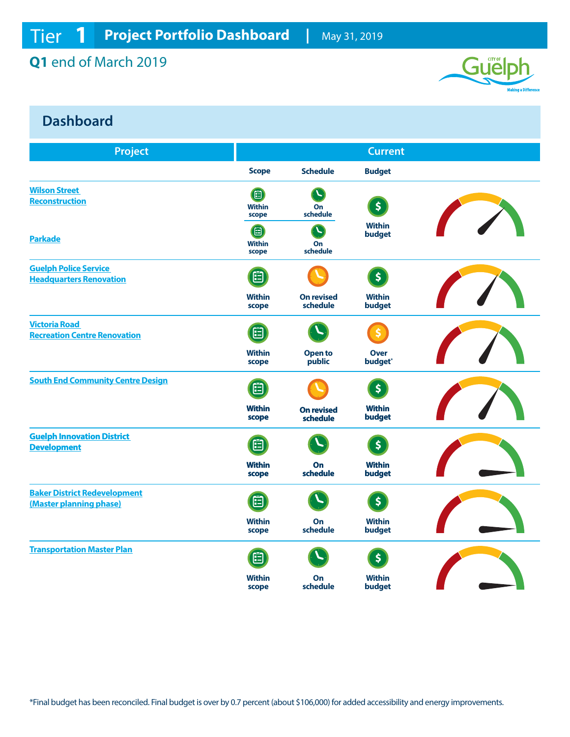# Tier 1 Project Portfolio Dashboard | May 31, 2019

## Q1 end of March 2019

## Dashboard

| Project | Scope | Schedule | Budget |
| --- | --- | --- | --- |
| Wilson Street Reconstruction | Within scope | On schedule | Within budget |
| Parkade | Within scope | On schedule | Within budget |
| Guelph Police Service Headquarters Renovation | Within scope | On revised schedule | Within budget |
| Victoria Road Recreation Centre Renovation | Within scope | Open to public | Over budget* |
| South End Community Centre Design | Within scope | On revised schedule | Within budget |
| Guelph Innovation District Development | Within scope | On schedule | Within budget |
| Baker District Redevelopment (Master planning phase) | Within scope | On schedule | Within budget |
| Transportation Master Plan | Within scope | On schedule | Within budget |

*Final budget has been reconciled. Final budget is over by 0.7 percent (about $106,000) for added accessibility and energy improvements.